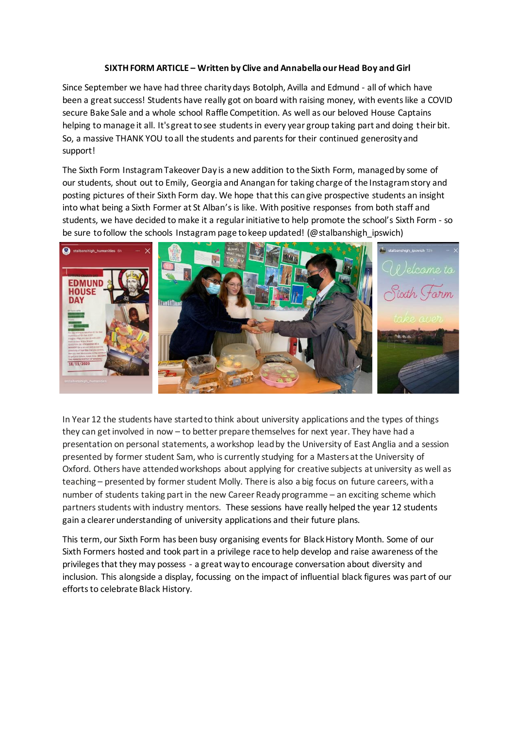**SIXTH FORM ARTICLE – Written by Clive and Annabella our Head Boy and Girl**

Since September we have had three charity days Botolph, Avilla and Edmund - all of which have been a great success! Students have really got on board with raising money, with events like a COVID secure Bake Sale and a whole school Raffle Competition. As well as our beloved House Captains helping to manage it all. It's great to see students in every year group taking part and doing their bit. So, a massive THANK YOU to all the students and parents for their continued generosity and support!

The Sixth Form Instagram Takeover Day is a new addition to the Sixth Form, managed by some of our students, shout out to Emily, Georgia and Anangan for taking charge of the Instagram story and posting pictures of their Sixth Form day. We hope that this can give prospective students an insight into what being a Sixth Former at St Alban's is like. With positive responses from both staff and students, we have decided to make it a regular initiative to help promote the school's Sixth Form - so be sure to follow the schools Instagram page to keep updated! (@stalbanshigh_ipswich)

In Year 12 the students have started to think about university applications and the types of things they can get involved in now – to better prepare themselves for next year. They have had a presentation on personal statements, a workshop lead by the University of East Anglia and a session presented by former student Sam, who is currently studying for a Masters at the University of Oxford. Others have attended workshops about applying for creative subjects at university as well as teaching – presented by former student Molly. There is also a big focus on future careers, with a number of students taking part in the new Career Ready programme – an exciting scheme which partners students with industry mentors. These sessions have really helped the year 12 students gain a clearer understanding of university applications and their future plans.

This term, our Sixth Form has been busy organising events for Black History Month. Some of our Sixth Formers hosted and took part in a privilege race to help develop and raise awareness of the privileges that they may possess - a great way to encourage conversation about diversity and inclusion. This alongside a display, focussing on the impact of influential black figures was part of our efforts to celebrate Black History.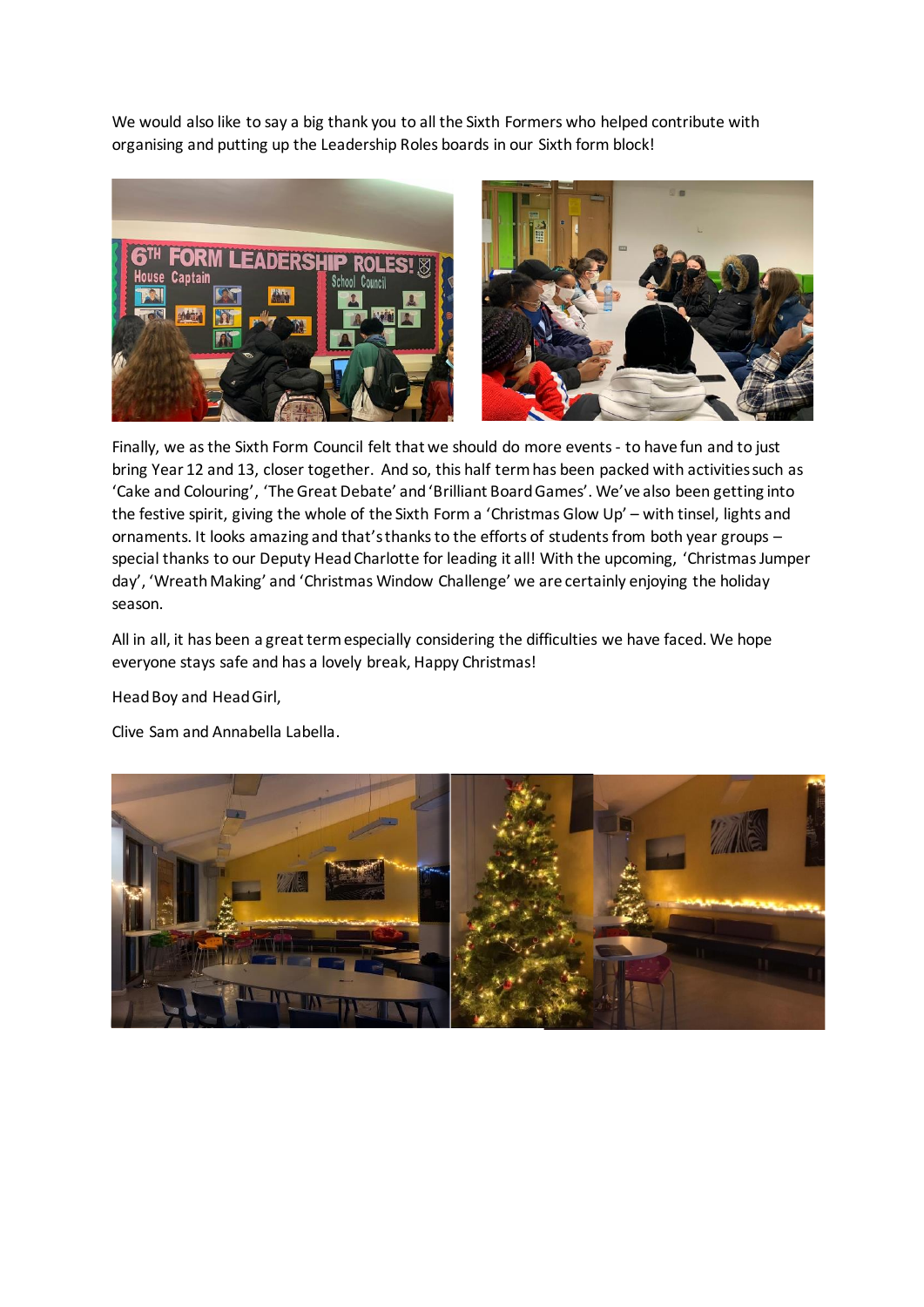We would also like to say a big thank you to all the Sixth Formers who helped contribute with organising and putting up the Leadership Roles boards in our Sixth form block!

Finally, we as the Sixth Form Council felt that we should do more events - to have fun and to just bring Year 12 and 13, closer together. And so, this half term has been packed with activities such as 'Cake and Colouring', 'The Great Debate' and 'Brilliant Board Games'. We've also been getting into the festive spirit, giving the whole of the Sixth Form a 'Christmas Glow Up' – with tinsel, lights and ornaments. It looks amazing and that's thanks to the efforts of students from both year groups – special thanks to our Deputy Head Charlotte for leading it all! With the upcoming, 'Christmas Jumper day', 'Wreath Making' and 'Christmas Window Challenge' we are certainly enjoying the holiday season.

All in all, it has been a great term especially considering the difficulties we have faced. We hope everyone stays safe and has a lovely break, Happy Christmas!

Head Boy and Head Girl,

Clive Sam and Annabella Labella.